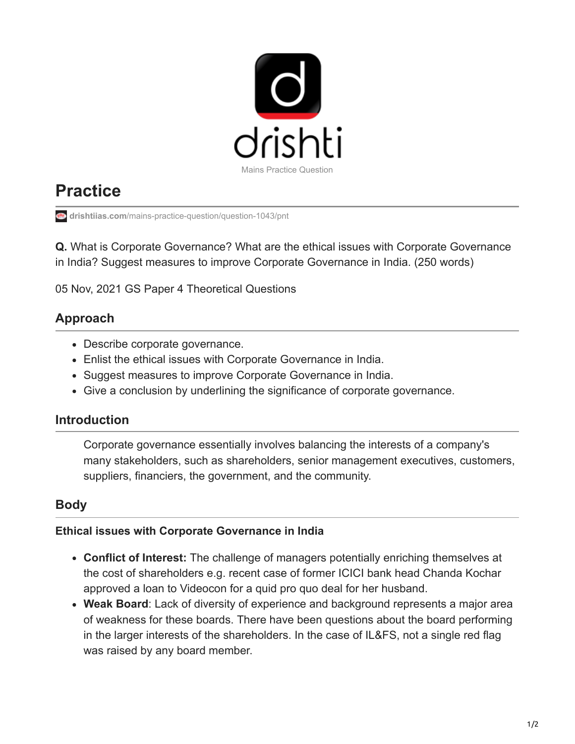drishti

Mains Practice Question

# Practice

drishtiias.com/mains-practice-question/question-1043/pnt

**Q.** What is Corporate Governance? What are the ethical issues with Corporate Governance in India? Suggest measures to improve Corporate Governance in India. (250 words)

05 Nov, 2021 GS Paper 4 Theoretical Questions

## Approach

- Describe corporate governance.
- Enlist the ethical issues with Corporate Governance in India.
- Suggest measures to improve Corporate Governance in India.
- Give a conclusion by underlining the significance of corporate governance.

## Introduction

Corporate governance essentially involves balancing the interests of a company's many stakeholders, such as shareholders, senior management executives, customers, suppliers, financiers, the government, and the community.

## Body

### Ethical issues with Corporate Governance in India

- **Conflict of Interest:** The challenge of managers potentially enriching themselves at the cost of shareholders e.g. recent case of former ICICI bank head Chanda Kochar approved a loan to Videocon for a quid pro quo deal for her husband.
- **Weak Board**: Lack of diversity of experience and background represents a major area of weakness for these boards. There have been questions about the board performing in the larger interests of the shareholders. In the case of IL&FS, not a single red flag was raised by any board member.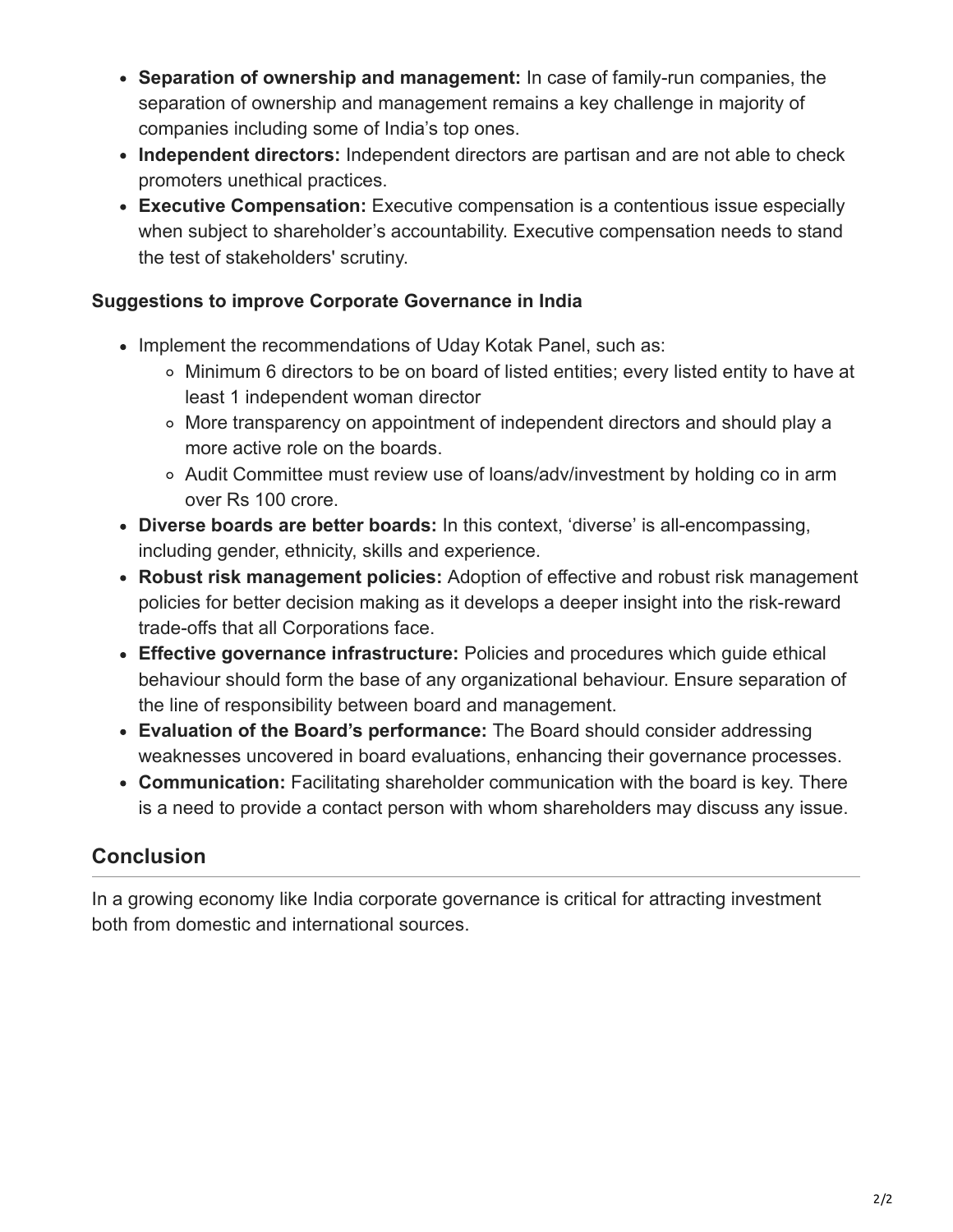- **Separation of ownership and management:** In case of family-run companies, the separation of ownership and management remains a key challenge in majority of companies including some of India's top ones.
- **Independent directors:** Independent directors are partisan and are not able to check promoters unethical practices.
- **Executive Compensation:** Executive compensation is a contentious issue especially when subject to shareholder's accountability. Executive compensation needs to stand the test of stakeholders' scrutiny.

**Suggestions to improve Corporate Governance in India**

- Implement the recommendations of Uday Kotak Panel, such as:
  - Minimum 6 directors to be on board of listed entities; every listed entity to have at least 1 independent woman director
  - More transparency on appointment of independent directors and should play a more active role on the boards.
  - Audit Committee must review use of loans/adv/investment by holding co in arm over Rs 100 crore.
- **Diverse boards are better boards:** In this context, 'diverse' is all-encompassing, including gender, ethnicity, skills and experience.
- **Robust risk management policies:** Adoption of effective and robust risk management policies for better decision making as it develops a deeper insight into the risk-reward trade-offs that all Corporations face.
- **Effective governance infrastructure:** Policies and procedures which guide ethical behaviour should form the base of any organizational behaviour. Ensure separation of the line of responsibility between board and management.
- **Evaluation of the Board's performance:** The Board should consider addressing weaknesses uncovered in board evaluations, enhancing their governance processes.
- **Communication:** Facilitating shareholder communication with the board is key. There is a need to provide a contact person with whom shareholders may discuss any issue.

## Conclusion

In a growing economy like India corporate governance is critical for attracting investment both from domestic and international sources.